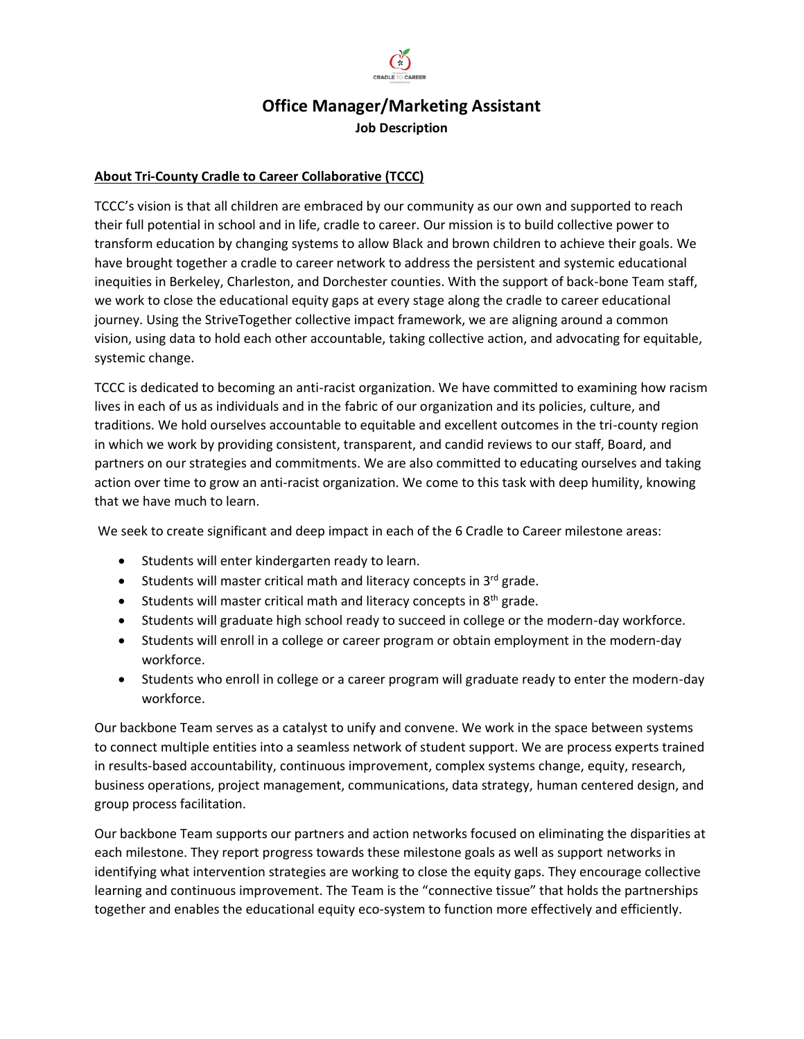# Office Manager/Marketing Assistant

**Job Description**

## About Tri-County Cradle to Career Collaborative (TCCC)

TCCC's vision is that all children are embraced by our community as our own and supported to reach their full potential in school and in life, cradle to career. Our mission is to build collective power to transform education by changing systems to allow Black and brown children to achieve their goals. We have brought together a cradle to career network to address the persistent and systemic educational inequities in Berkeley, Charleston, and Dorchester counties. With the support of back-bone Team staff, we work to close the educational equity gaps at every stage along the cradle to career educational journey. Using the StriveTogether collective impact framework, we are aligning around a common vision, using data to hold each other accountable, taking collective action, and advocating for equitable, systemic change.

TCCC is dedicated to becoming an anti-racist organization. We have committed to examining how racism lives in each of us as individuals and in the fabric of our organization and its policies, culture, and traditions. We hold ourselves accountable to equitable and excellent outcomes in the tri-county region in which we work by providing consistent, transparent, and candid reviews to our staff, Board, and partners on our strategies and commitments. We are also committed to educating ourselves and taking action over time to grow an anti-racist organization. We come to this task with deep humility, knowing that we have much to learn.

We seek to create significant and deep impact in each of the 6 Cradle to Career milestone areas:

- Students will enter kindergarten ready to learn.
- Students will master critical math and literacy concepts in 3rd grade.
- Students will master critical math and literacy concepts in 8th grade.
- Students will graduate high school ready to succeed in college or the modern-day workforce.
- Students will enroll in a college or career program or obtain employment in the modern-day workforce.
- Students who enroll in college or a career program will graduate ready to enter the modern-day workforce.

Our backbone Team serves as a catalyst to unify and convene. We work in the space between systems to connect multiple entities into a seamless network of student support. We are process experts trained in results-based accountability, continuous improvement, complex systems change, equity, research, business operations, project management, communications, data strategy, human centered design, and group process facilitation.

Our backbone Team supports our partners and action networks focused on eliminating the disparities at each milestone. They report progress towards these milestone goals as well as support networks in identifying what intervention strategies are working to close the equity gaps. They encourage collective learning and continuous improvement. The Team is the "connective tissue" that holds the partnerships together and enables the educational equity eco-system to function more effectively and efficiently.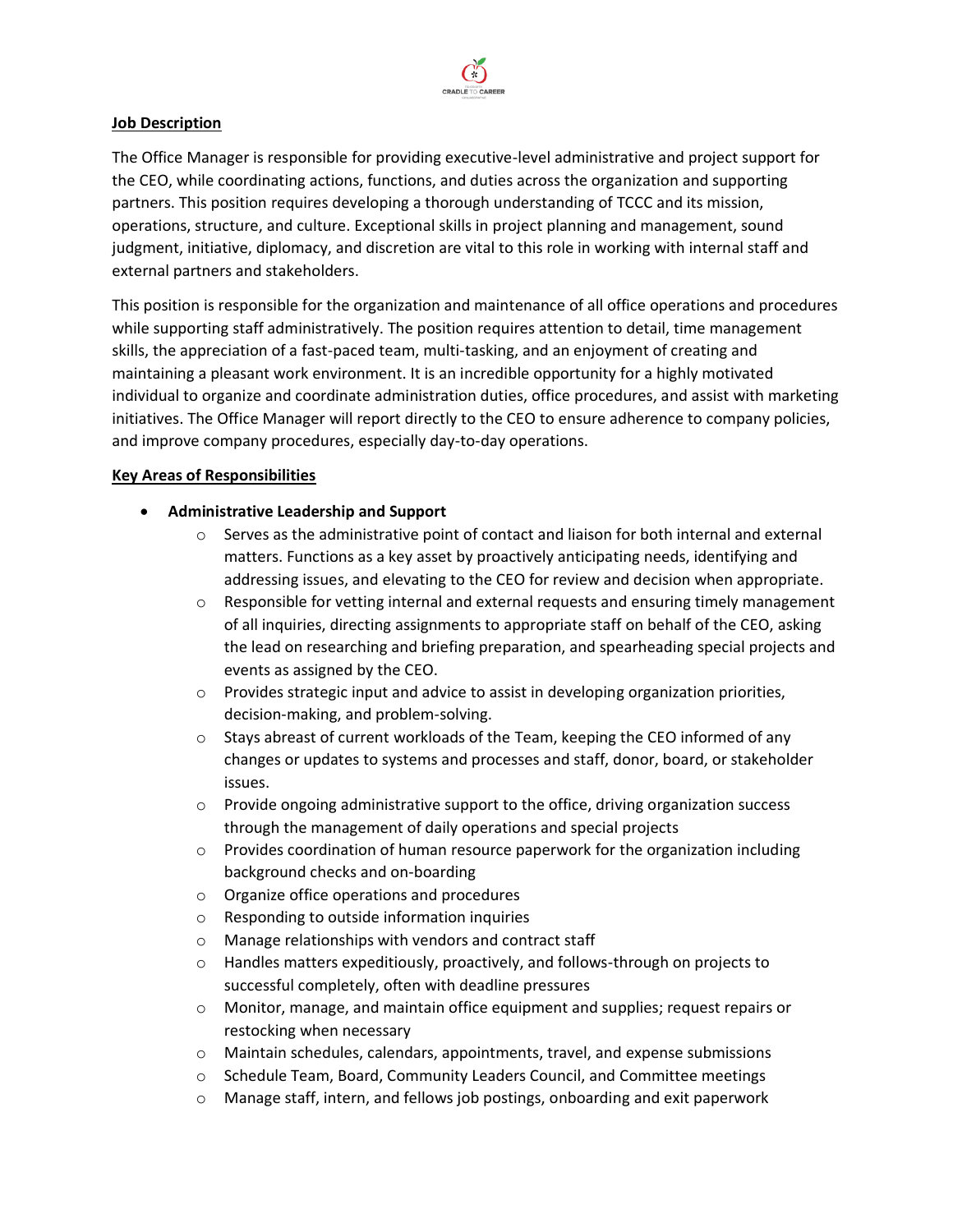**Job Description**

The Office Manager is responsible for providing executive-level administrative and project support for the CEO, while coordinating actions, functions, and duties across the organization and supporting partners. This position requires developing a thorough understanding of TCCC and its mission, operations, structure, and culture. Exceptional skills in project planning and management, sound judgment, initiative, diplomacy, and discretion are vital to this role in working with internal staff and external partners and stakeholders.

This position is responsible for the organization and maintenance of all office operations and procedures while supporting staff administratively. The position requires attention to detail, time management skills, the appreciation of a fast-paced team, multi-tasking, and an enjoyment of creating and maintaining a pleasant work environment. It is an incredible opportunity for a highly motivated individual to organize and coordinate administration duties, office procedures, and assist with marketing initiatives. The Office Manager will report directly to the CEO to ensure adherence to company policies, and improve company procedures, especially day-to-day operations.

**Key Areas of Responsibilities**

- **Administrative Leadership and Support**
  - Serves as the administrative point of contact and liaison for both internal and external matters. Functions as a key asset by proactively anticipating needs, identifying and addressing issues, and elevating to the CEO for review and decision when appropriate.
  - Responsible for vetting internal and external requests and ensuring timely management of all inquiries, directing assignments to appropriate staff on behalf of the CEO, asking the lead on researching and briefing preparation, and spearheading special projects and events as assigned by the CEO.
  - Provides strategic input and advice to assist in developing organization priorities, decision-making, and problem-solving.
  - Stays abreast of current workloads of the Team, keeping the CEO informed of any changes or updates to systems and processes and staff, donor, board, or stakeholder issues.
  - Provide ongoing administrative support to the office, driving organization success through the management of daily operations and special projects
  - Provides coordination of human resource paperwork for the organization including background checks and on-boarding
  - Organize office operations and procedures
  - Responding to outside information inquiries
  - Manage relationships with vendors and contract staff
  - Handles matters expeditiously, proactively, and follows-through on projects to successful completely, often with deadline pressures
  - Monitor, manage, and maintain office equipment and supplies; request repairs or restocking when necessary
  - Maintain schedules, calendars, appointments, travel, and expense submissions
  - Schedule Team, Board, Community Leaders Council, and Committee meetings
  - Manage staff, intern, and fellows job postings, onboarding and exit paperwork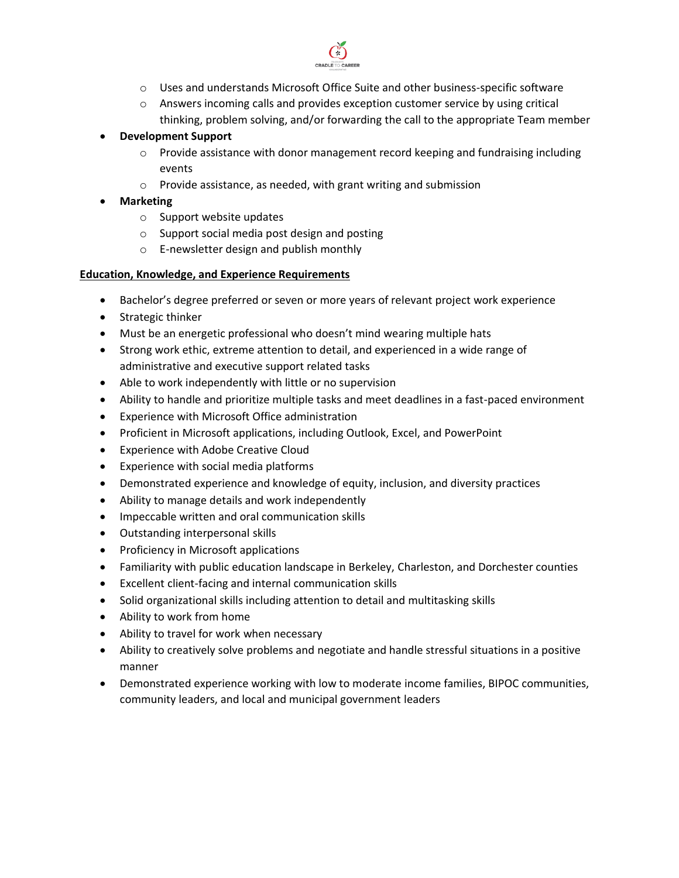- Uses and understands Microsoft Office Suite and other business-specific software
    - Answers incoming calls and provides exception customer service by using critical thinking, problem solving, and/or forwarding the call to the appropriate Team member
- **Development Support**
    - Provide assistance with donor management record keeping and fundraising including events
    - Provide assistance, as needed, with grant writing and submission
- **Marketing**
    - Support website updates
    - Support social media post design and posting
    - E-newsletter design and publish monthly

**Education, Knowledge, and Experience Requirements**

- Bachelor's degree preferred or seven or more years of relevant project work experience
- Strategic thinker
- Must be an energetic professional who doesn't mind wearing multiple hats
- Strong work ethic, extreme attention to detail, and experienced in a wide range of administrative and executive support related tasks
- Able to work independently with little or no supervision
- Ability to handle and prioritize multiple tasks and meet deadlines in a fast-paced environment
- Experience with Microsoft Office administration
- Proficient in Microsoft applications, including Outlook, Excel, and PowerPoint
- Experience with Adobe Creative Cloud
- Experience with social media platforms
- Demonstrated experience and knowledge of equity, inclusion, and diversity practices
- Ability to manage details and work independently
- Impeccable written and oral communication skills
- Outstanding interpersonal skills
- Proficiency in Microsoft applications
- Familiarity with public education landscape in Berkeley, Charleston, and Dorchester counties
- Excellent client-facing and internal communication skills
- Solid organizational skills including attention to detail and multitasking skills
- Ability to work from home
- Ability to travel for work when necessary
- Ability to creatively solve problems and negotiate and handle stressful situations in a positive manner
- Demonstrated experience working with low to moderate income families, BIPOC communities, community leaders, and local and municipal government leaders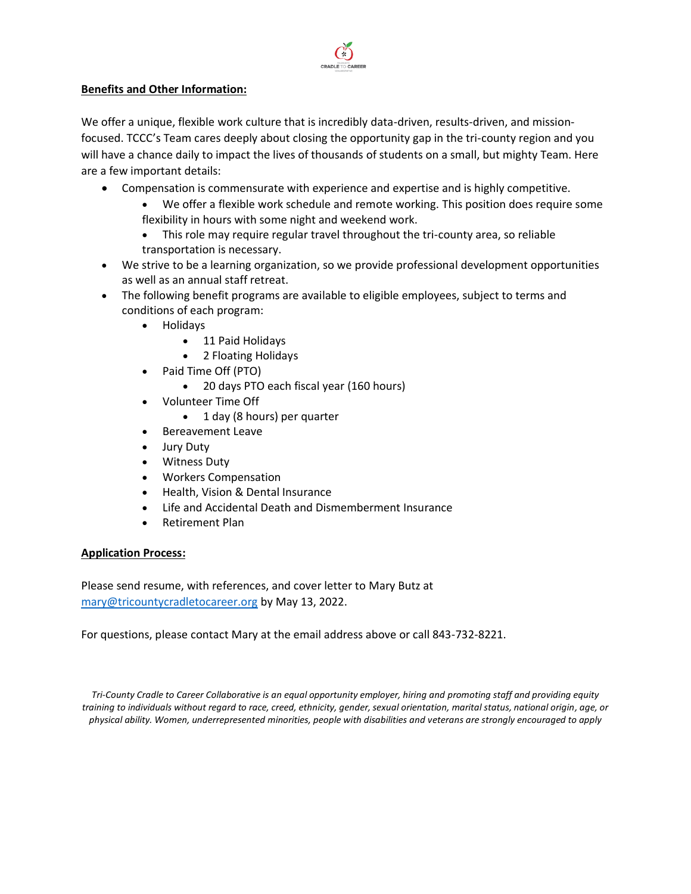**Benefits and Other Information:**

We offer a unique, flexible work culture that is incredibly data-driven, results-driven, and mission-focused. TCCC's Team cares deeply about closing the opportunity gap in the tri-county region and you will have a chance daily to impact the lives of thousands of students on a small, but mighty Team. Here are a few important details:

- Compensation is commensurate with experience and expertise and is highly competitive.
  - We offer a flexible work schedule and remote working. This position does require some flexibility in hours with some night and weekend work.
  - This role may require regular travel throughout the tri-county area, so reliable transportation is necessary.
- We strive to be a learning organization, so we provide professional development opportunities as well as an annual staff retreat.
- The following benefit programs are available to eligible employees, subject to terms and conditions of each program:
  - Holidays
    - 11 Paid Holidays
    - 2 Floating Holidays
  - Paid Time Off (PTO)
    - 20 days PTO each fiscal year (160 hours)
  - Volunteer Time Off
    - 1 day (8 hours) per quarter
  - Bereavement Leave
  - Jury Duty
  - Witness Duty
  - Workers Compensation
  - Health, Vision & Dental Insurance
  - Life and Accidental Death and Dismemberment Insurance
  - Retirement Plan

**Application Process:**

Please send resume, with references, and cover letter to Mary Butz at [mary@tricountycradletocareer.org](mailto:mary@tricountycradletocareer.org) by May 13, 2022.

For questions, please contact Mary at the email address above or call 843-732-8221.

*Tri-County Cradle to Career Collaborative is an equal opportunity employer, hiring and promoting staff and providing equity training to individuals without regard to race, creed, ethnicity, gender, sexual orientation, marital status, national origin, age, or physical ability. Women, underrepresented minorities, people with disabilities and veterans are strongly encouraged to apply*